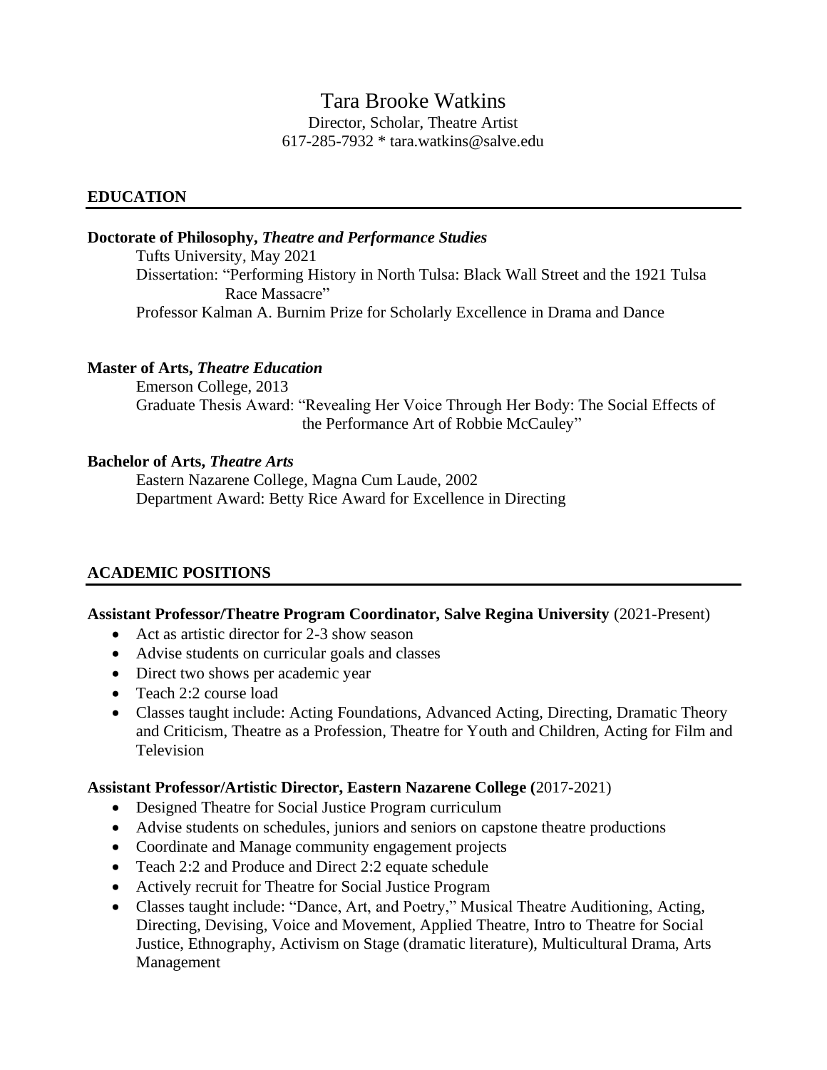# Tara Brooke Watkins

Director, Scholar, Theatre Artist
617-285-7932 * tara.watkins@salve.edu

## EDUCATION

**Doctorate of Philosophy, *Theatre and Performance Studies***

Tufts University, May 2021
Dissertation: "Performing History in North Tulsa: Black Wall Street and the 1921 Tulsa Race Massacre"
Professor Kalman A. Burnim Prize for Scholarly Excellence in Drama and Dance

**Master of Arts, *Theatre Education***

Emerson College, 2013
Graduate Thesis Award: "Revealing Her Voice Through Her Body: The Social Effects of the Performance Art of Robbie McCauley"

**Bachelor of Arts, *Theatre Arts***

Eastern Nazarene College, Magna Cum Laude, 2002
Department Award: Betty Rice Award for Excellence in Directing

## ACADEMIC POSITIONS

**Assistant Professor/Theatre Program Coordinator, Salve Regina University** (2021-Present)

- Act as artistic director for 2-3 show season
- Advise students on curricular goals and classes
- Direct two shows per academic year
- Teach 2:2 course load
- Classes taught include: Acting Foundations, Advanced Acting, Directing, Dramatic Theory and Criticism, Theatre as a Profession, Theatre for Youth and Children, Acting for Film and Television

**Assistant Professor/Artistic Director, Eastern Nazarene College (**2017-2021)

- Designed Theatre for Social Justice Program curriculum
- Advise students on schedules, juniors and seniors on capstone theatre productions
- Coordinate and Manage community engagement projects
- Teach 2:2 and Produce and Direct 2:2 equate schedule
- Actively recruit for Theatre for Social Justice Program
- Classes taught include: "Dance, Art, and Poetry," Musical Theatre Auditioning, Acting, Directing, Devising, Voice and Movement, Applied Theatre, Intro to Theatre for Social Justice, Ethnography, Activism on Stage (dramatic literature), Multicultural Drama, Arts Management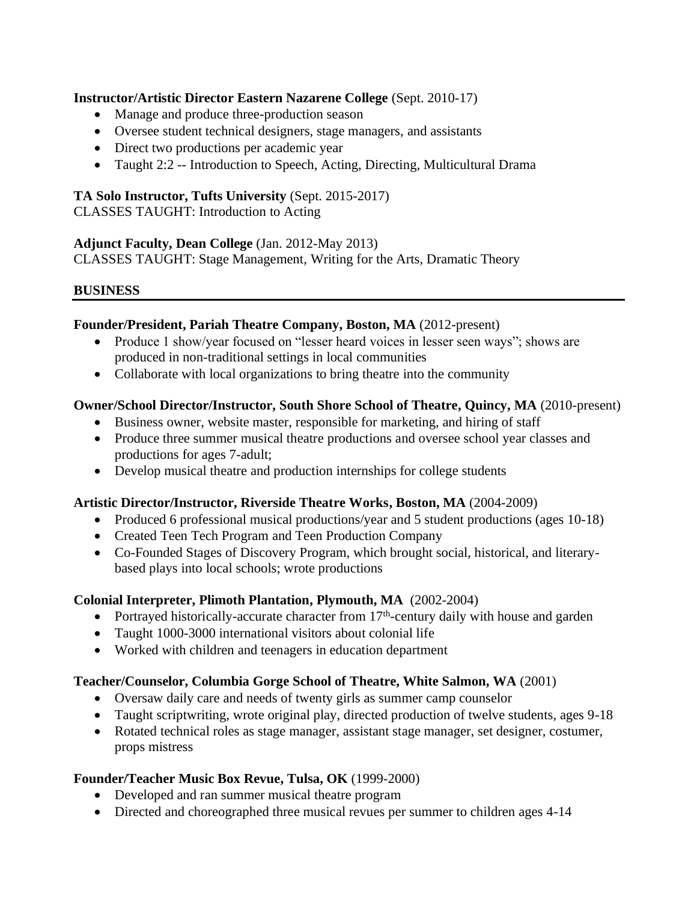**Instructor/Artistic Director Eastern Nazarene College** (Sept. 2010-17)

- Manage and produce three-production season
- Oversee student technical designers, stage managers, and assistants
- Direct two productions per academic year
- Taught 2:2 -- Introduction to Speech, Acting, Directing, Multicultural Drama

**TA Solo Instructor, Tufts University** (Sept. 2015-2017)
CLASSES TAUGHT: Introduction to Acting

**Adjunct Faculty, Dean College** (Jan. 2012-May 2013)
CLASSES TAUGHT: Stage Management, Writing for the Arts, Dramatic Theory

## BUSINESS

**Founder/President, Pariah Theatre Company, Boston, MA** (2012-present)

- Produce 1 show/year focused on "lesser heard voices in lesser seen ways"; shows are produced in non-traditional settings in local communities
- Collaborate with local organizations to bring theatre into the community

**Owner/School Director/Instructor, South Shore School of Theatre, Quincy, MA** (2010-present)

- Business owner, website master, responsible for marketing, and hiring of staff
- Produce three summer musical theatre productions and oversee school year classes and productions for ages 7-adult;
- Develop musical theatre and production internships for college students

**Artistic Director/Instructor, Riverside Theatre Works, Boston, MA** (2004-2009)

- Produced 6 professional musical productions/year and 5 student productions (ages 10-18)
- Created Teen Tech Program and Teen Production Company
- Co-Founded Stages of Discovery Program, which brought social, historical, and literary-based plays into local schools; wrote productions

**Colonial Interpreter, Plimoth Plantation, Plymouth, MA** (2002-2004)

- Portrayed historically-accurate character from 17th-century daily with house and garden
- Taught 1000-3000 international visitors about colonial life
- Worked with children and teenagers in education department

**Teacher/Counselor, Columbia Gorge School of Theatre, White Salmon, WA** (2001)

- Oversaw daily care and needs of twenty girls as summer camp counselor
- Taught scriptwriting, wrote original play, directed production of twelve students, ages 9-18
- Rotated technical roles as stage manager, assistant stage manager, set designer, costumer, props mistress

**Founder/Teacher Music Box Revue, Tulsa, OK** (1999-2000)

- Developed and ran summer musical theatre program
- Directed and choreographed three musical revues per summer to children ages 4-14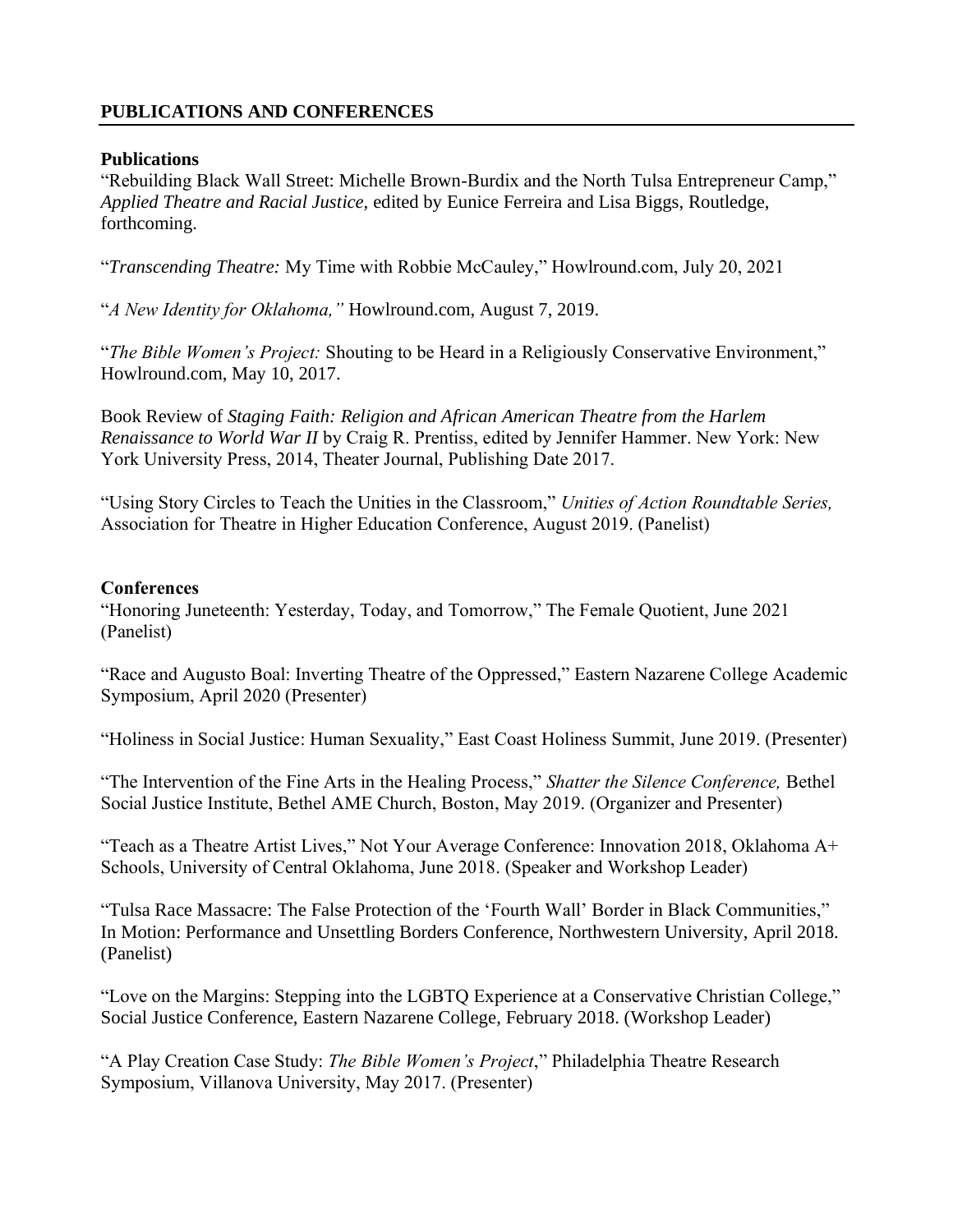## PUBLICATIONS AND CONFERENCES

### Publications

"Rebuilding Black Wall Street: Michelle Brown-Burdix and the North Tulsa Entrepreneur Camp," *Applied Theatre and Racial Justice,* edited by Eunice Ferreira and Lisa Biggs, Routledge, forthcoming.

"*Transcending Theatre:* My Time with Robbie McCauley," Howlround.com, July 20, 2021

"*A New Identity for Oklahoma,"* Howlround.com, August 7, 2019.

"*The Bible Women's Project:* Shouting to be Heard in a Religiously Conservative Environment," Howlround.com, May 10, 2017.

Book Review of *Staging Faith: Religion and African American Theatre from the Harlem Renaissance to World War II* by Craig R. Prentiss, edited by Jennifer Hammer. New York: New York University Press, 2014, Theater Journal, Publishing Date 2017.

"Using Story Circles to Teach the Unities in the Classroom," *Unities of Action Roundtable Series,* Association for Theatre in Higher Education Conference, August 2019. (Panelist)

### Conferences

"Honoring Juneteenth: Yesterday, Today, and Tomorrow," The Female Quotient, June 2021 (Panelist)

"Race and Augusto Boal: Inverting Theatre of the Oppressed," Eastern Nazarene College Academic Symposium, April 2020 (Presenter)

"Holiness in Social Justice: Human Sexuality," East Coast Holiness Summit, June 2019. (Presenter)

"The Intervention of the Fine Arts in the Healing Process," *Shatter the Silence Conference,* Bethel Social Justice Institute, Bethel AME Church, Boston, May 2019. (Organizer and Presenter)

"Teach as a Theatre Artist Lives," Not Your Average Conference: Innovation 2018, Oklahoma A+ Schools, University of Central Oklahoma, June 2018. (Speaker and Workshop Leader)

"Tulsa Race Massacre: The False Protection of the 'Fourth Wall' Border in Black Communities," In Motion: Performance and Unsettling Borders Conference, Northwestern University, April 2018. (Panelist)

"Love on the Margins: Stepping into the LGBTQ Experience at a Conservative Christian College," Social Justice Conference, Eastern Nazarene College, February 2018. (Workshop Leader)

"A Play Creation Case Study: *The Bible Women's Project*," Philadelphia Theatre Research Symposium, Villanova University, May 2017. (Presenter)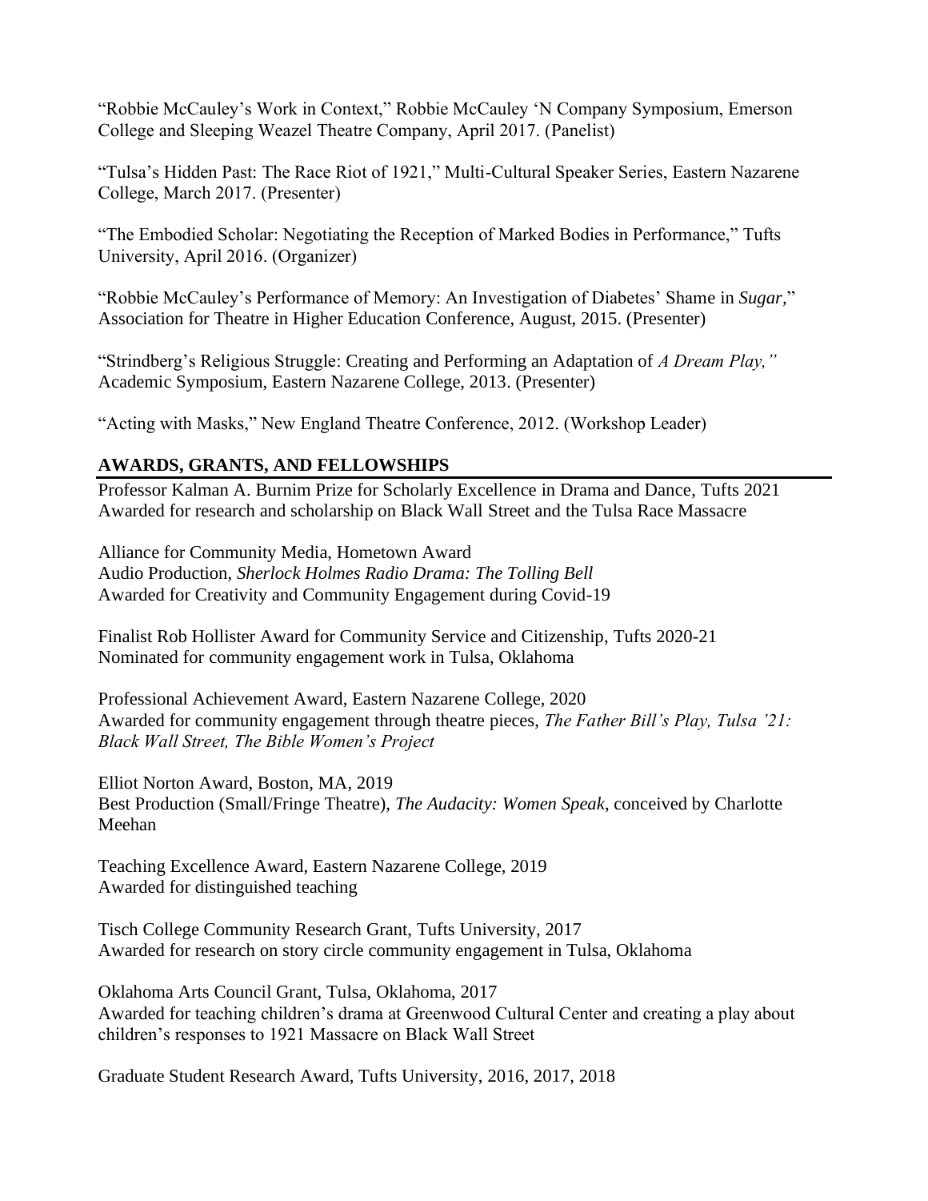"Robbie McCauley's Work in Context," Robbie McCauley 'N Company Symposium, Emerson College and Sleeping Weazel Theatre Company, April 2017. (Panelist)

"Tulsa's Hidden Past: The Race Riot of 1921," Multi-Cultural Speaker Series, Eastern Nazarene College, March 2017. (Presenter)

"The Embodied Scholar: Negotiating the Reception of Marked Bodies in Performance," Tufts University, April 2016. (Organizer)

"Robbie McCauley's Performance of Memory: An Investigation of Diabetes' Shame in *Sugar*," Association for Theatre in Higher Education Conference, August, 2015. (Presenter)

"Strindberg's Religious Struggle: Creating and Performing an Adaptation of *A Dream Play,"* Academic Symposium, Eastern Nazarene College, 2013. (Presenter)

"Acting with Masks," New England Theatre Conference, 2012. (Workshop Leader)

## AWARDS, GRANTS, AND FELLOWSHIPS

Professor Kalman A. Burnim Prize for Scholarly Excellence in Drama and Dance, Tufts 2021
Awarded for research and scholarship on Black Wall Street and the Tulsa Race Massacre

Alliance for Community Media, Hometown Award
Audio Production, *Sherlock Holmes Radio Drama: The Tolling Bell*
Awarded for Creativity and Community Engagement during Covid-19

Finalist Rob Hollister Award for Community Service and Citizenship, Tufts 2020-21
Nominated for community engagement work in Tulsa, Oklahoma

Professional Achievement Award, Eastern Nazarene College, 2020
Awarded for community engagement through theatre pieces, *The Father Bill's Play, Tulsa '21: Black Wall Street, The Bible Women's Project*

Elliot Norton Award, Boston, MA, 2019
Best Production (Small/Fringe Theatre), *The Audacity: Women Speak*, conceived by Charlotte Meehan

Teaching Excellence Award, Eastern Nazarene College, 2019
Awarded for distinguished teaching

Tisch College Community Research Grant, Tufts University, 2017
Awarded for research on story circle community engagement in Tulsa, Oklahoma

Oklahoma Arts Council Grant, Tulsa, Oklahoma, 2017
Awarded for teaching children's drama at Greenwood Cultural Center and creating a play about children's responses to 1921 Massacre on Black Wall Street

Graduate Student Research Award, Tufts University, 2016, 2017, 2018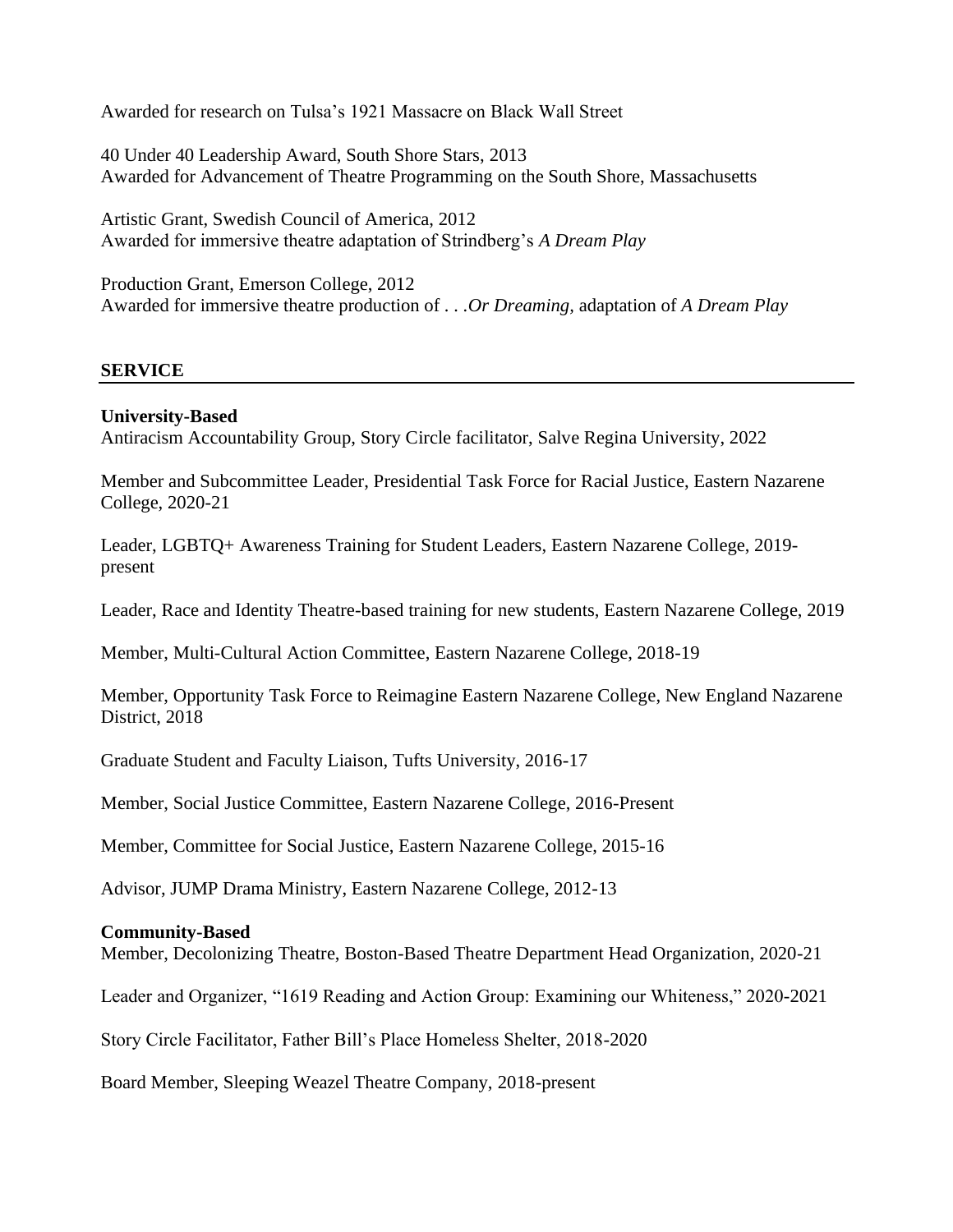Awarded for research on Tulsa's 1921 Massacre on Black Wall Street

40 Under 40 Leadership Award, South Shore Stars, 2013
Awarded for Advancement of Theatre Programming on the South Shore, Massachusetts

Artistic Grant, Swedish Council of America, 2012
Awarded for immersive theatre adaptation of Strindberg's *A Dream Play*

Production Grant, Emerson College, 2012
Awarded for immersive theatre production of . . .*Or Dreaming*, adaptation of *A Dream Play*

## SERVICE

**University-Based**
Antiracism Accountability Group, Story Circle facilitator, Salve Regina University, 2022

Member and Subcommittee Leader, Presidential Task Force for Racial Justice, Eastern Nazarene College, 2020-21

Leader, LGBTQ+ Awareness Training for Student Leaders, Eastern Nazarene College, 2019-present

Leader, Race and Identity Theatre-based training for new students, Eastern Nazarene College, 2019

Member, Multi-Cultural Action Committee, Eastern Nazarene College, 2018-19

Member, Opportunity Task Force to Reimagine Eastern Nazarene College, New England Nazarene District, 2018

Graduate Student and Faculty Liaison, Tufts University, 2016-17

Member, Social Justice Committee, Eastern Nazarene College, 2016-Present

Member, Committee for Social Justice, Eastern Nazarene College, 2015-16

Advisor, JUMP Drama Ministry, Eastern Nazarene College, 2012-13

**Community-Based**
Member, Decolonizing Theatre, Boston-Based Theatre Department Head Organization, 2020-21

Leader and Organizer, "1619 Reading and Action Group: Examining our Whiteness," 2020-2021

Story Circle Facilitator, Father Bill's Place Homeless Shelter, 2018-2020

Board Member, Sleeping Weazel Theatre Company, 2018-present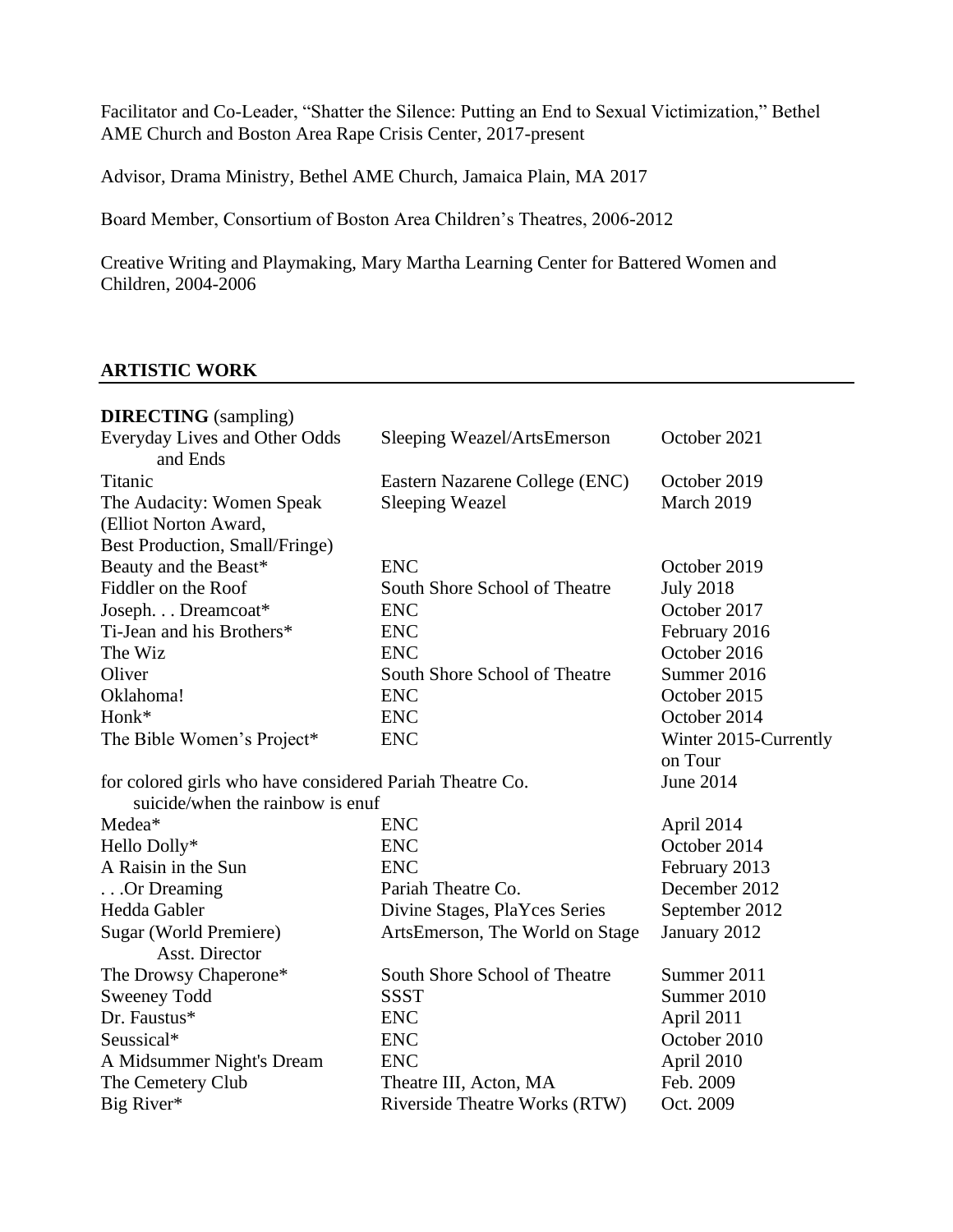Facilitator and Co-Leader, "Shatter the Silence: Putting an End to Sexual Victimization," Bethel AME Church and Boston Area Rape Crisis Center, 2017-present

Advisor, Drama Ministry, Bethel AME Church, Jamaica Plain, MA 2017

Board Member, Consortium of Boston Area Children's Theatres, 2006-2012

Creative Writing and Playmaking, Mary Martha Learning Center for Battered Women and Children, 2004-2006

## ARTISTIC WORK

**DIRECTING** (sampling)

| | | |
|---|---|---|
| Everyday Lives and Other Odds and Ends | Sleeping Weazel/ArtsEmerson | October 2021 |
| Titanic | Eastern Nazarene College (ENC) | October 2019 |
| The Audacity: Women Speak (Elliot Norton Award, Best Production, Small/Fringe) | Sleeping Weazel | March 2019 |
| Beauty and the Beast* | ENC | October 2019 |
| Fiddler on the Roof | South Shore School of Theatre | July 2018 |
| Joseph. . . Dreamcoat* | ENC | October 2017 |
| Ti-Jean and his Brothers* | ENC | February 2016 |
| The Wiz | ENC | October 2016 |
| Oliver | South Shore School of Theatre | Summer 2016 |
| Oklahoma! | ENC | October 2015 |
| Honk* | ENC | October 2014 |
| The Bible Women's Project* | ENC | Winter 2015-Currently on Tour |
| for colored girls who have considered suicide/when the rainbow is enuf | Pariah Theatre Co. | June 2014 |
| Medea* | ENC | April 2014 |
| Hello Dolly* | ENC | October 2014 |
| A Raisin in the Sun | ENC | February 2013 |
| . . .Or Dreaming | Pariah Theatre Co. | December 2012 |
| Hedda Gabler | Divine Stages, PlaYces Series | September 2012 |
| Sugar (World Premiere) Asst. Director | ArtsEmerson, The World on Stage | January 2012 |
| The Drowsy Chaperone* | South Shore School of Theatre | Summer 2011 |
| Sweeney Todd | SSST | Summer 2010 |
| Dr. Faustus* | ENC | April 2011 |
| Seussical* | ENC | October 2010 |
| A Midsummer Night's Dream | ENC | April 2010 |
| The Cemetery Club | Theatre III, Acton, MA | Feb. 2009 |
| Big River* | Riverside Theatre Works (RTW) | Oct. 2009 |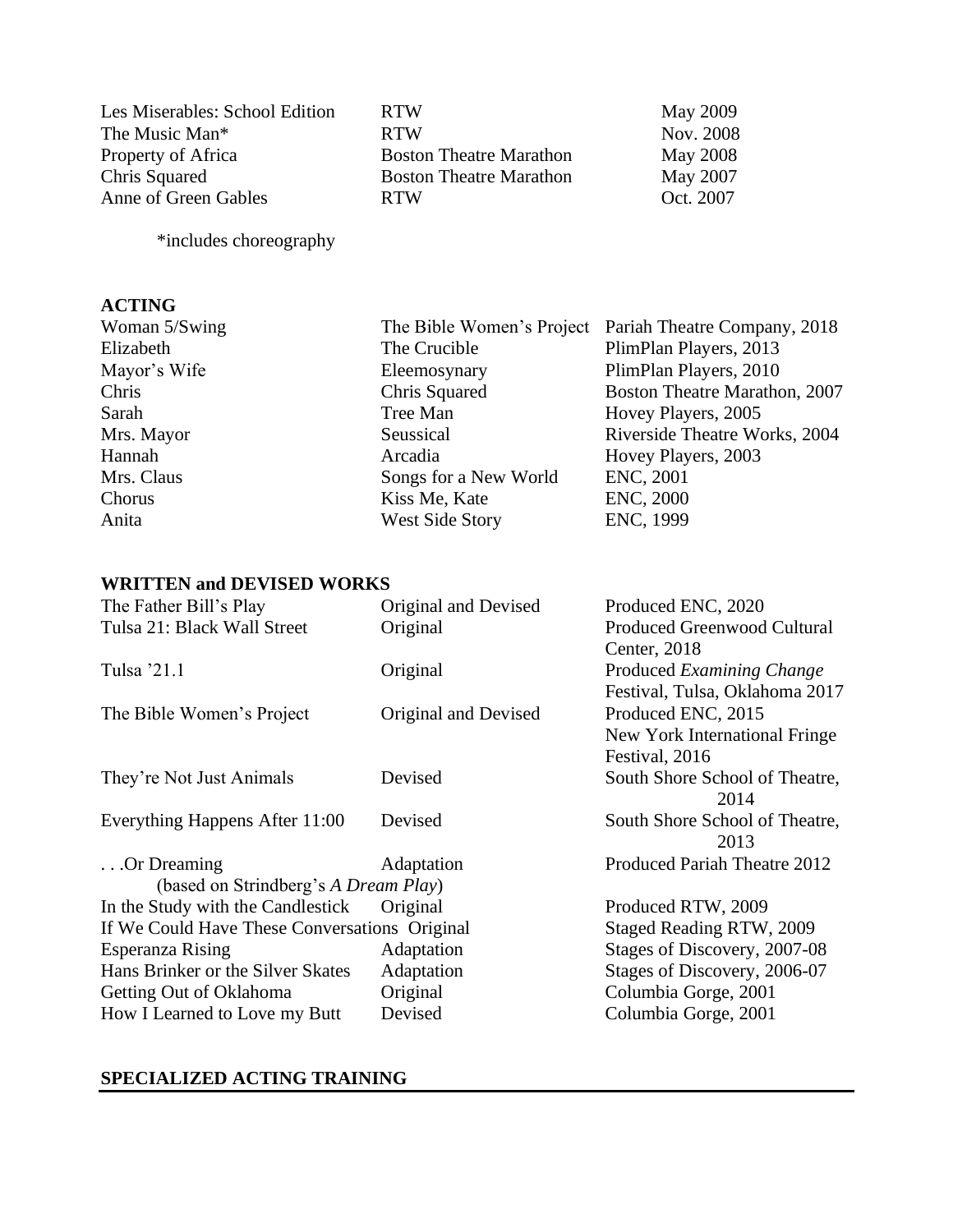| | | |
|---|---|---|
| Les Miserables: School Edition | RTW | May 2009 |
| The Music Man* | RTW | Nov. 2008 |
| Property of Africa | Boston Theatre Marathon | May 2008 |
| Chris Squared | Boston Theatre Marathon | May 2007 |
| Anne of Green Gables | RTW | Oct. 2007 |

*includes choreography

**ACTING**

| | | |
|---|---|---|
| Woman 5/Swing | The Bible Women's Project | Pariah Theatre Company, 2018 |
| Elizabeth | The Crucible | PlimPlan Players, 2013 |
| Mayor's Wife | Eleemosynary | PlimPlan Players, 2010 |
| Chris | Chris Squared | Boston Theatre Marathon, 2007 |
| Sarah | Tree Man | Hovey Players, 2005 |
| Mrs. Mayor | Seussical | Riverside Theatre Works, 2004 |
| Hannah | Arcadia | Hovey Players, 2003 |
| Mrs. Claus | Songs for a New World | ENC, 2001 |
| Chorus | Kiss Me, Kate | ENC, 2000 |
| Anita | West Side Story | ENC, 1999 |

**WRITTEN and DEVISED WORKS**

| | | |
|---|---|---|
| The Father Bill's Play | Original and Devised | Produced ENC, 2020 |
| Tulsa 21: Black Wall Street | Original | Produced Greenwood Cultural Center, 2018 |
| Tulsa '21.1 | Original | Produced *Examining Change* Festival, Tulsa, Oklahoma 2017 |
| The Bible Women's Project | Original and Devised | Produced ENC, 2015<br>New York International Fringe Festival, 2016 |
| They're Not Just Animals | Devised | South Shore School of Theatre, 2014 |
| Everything Happens After 11:00 | Devised | South Shore School of Theatre, 2013 |
| . . .Or Dreaming (based on Strindberg's *A Dream Play*) | Adaptation | Produced Pariah Theatre 2012 |
| In the Study with the Candlestick | Original | Produced RTW, 2009 |
| If We Could Have These Conversations | Original | Staged Reading RTW, 2009 |
| Esperanza Rising | Adaptation | Stages of Discovery, 2007-08 |
| Hans Brinker or the Silver Skates | Adaptation | Stages of Discovery, 2006-07 |
| Getting Out of Oklahoma | Original | Columbia Gorge, 2001 |
| How I Learned to Love my Butt | Devised | Columbia Gorge, 2001 |

**SPECIALIZED ACTING TRAINING**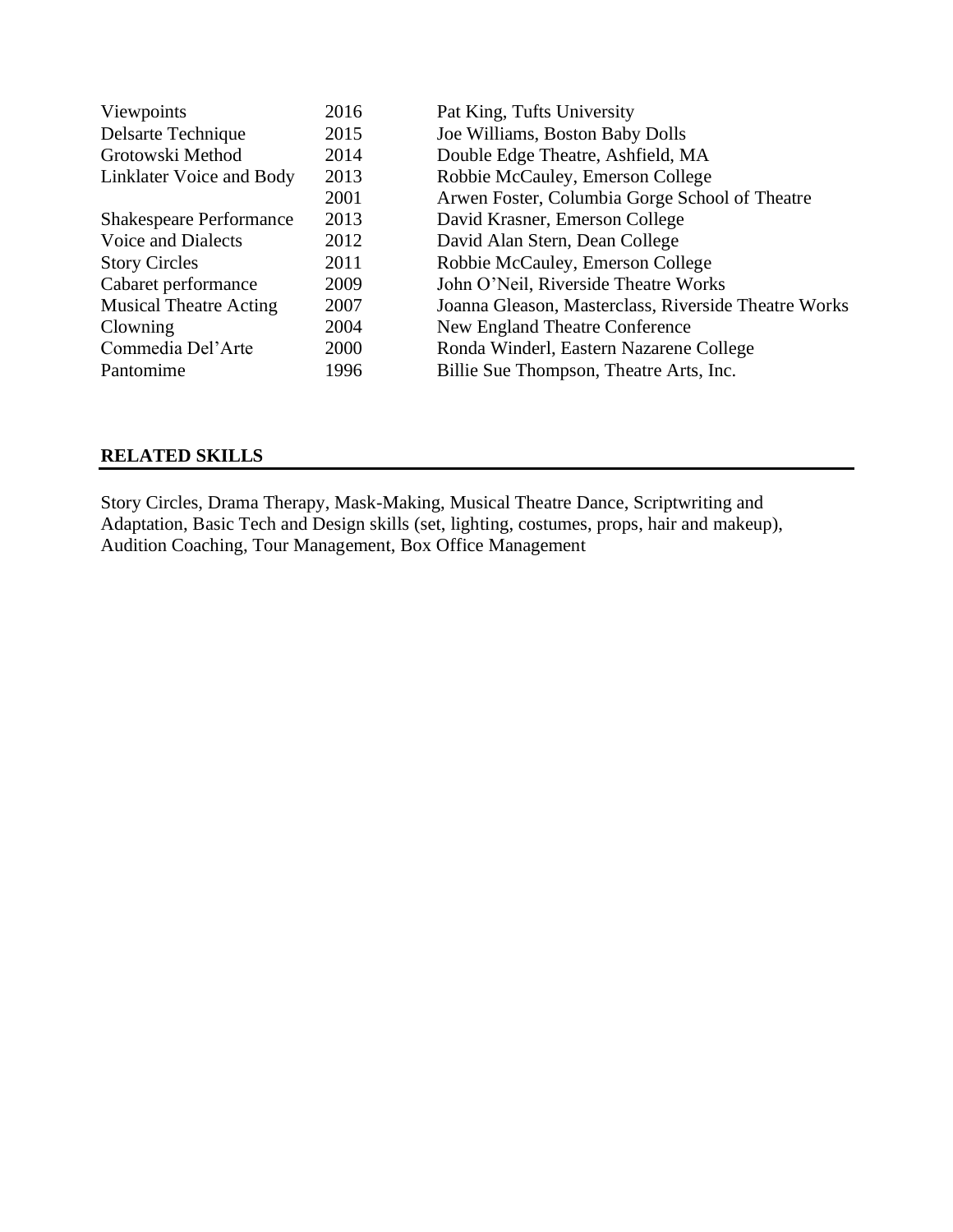| | | |
|---|---|---|
| Viewpoints | 2016 | Pat King, Tufts University |
| Delsarte Technique | 2015 | Joe Williams, Boston Baby Dolls |
| Grotowski Method | 2014 | Double Edge Theatre, Ashfield, MA |
| Linklater Voice and Body | 2013 | Robbie McCauley, Emerson College |
| | 2001 | Arwen Foster, Columbia Gorge School of Theatre |
| Shakespeare Performance | 2013 | David Krasner, Emerson College |
| Voice and Dialects | 2012 | David Alan Stern, Dean College |
| Story Circles | 2011 | Robbie McCauley, Emerson College |
| Cabaret performance | 2009 | John O'Neil, Riverside Theatre Works |
| Musical Theatre Acting | 2007 | Joanna Gleason, Masterclass, Riverside Theatre Works |
| Clowning | 2004 | New England Theatre Conference |
| Commedia Del'Arte | 2000 | Ronda Winderl, Eastern Nazarene College |
| Pantomime | 1996 | Billie Sue Thompson, Theatre Arts, Inc. |

## RELATED SKILLS

Story Circles, Drama Therapy, Mask-Making, Musical Theatre Dance, Scriptwriting and Adaptation, Basic Tech and Design skills (set, lighting, costumes, props, hair and makeup), Audition Coaching, Tour Management, Box Office Management